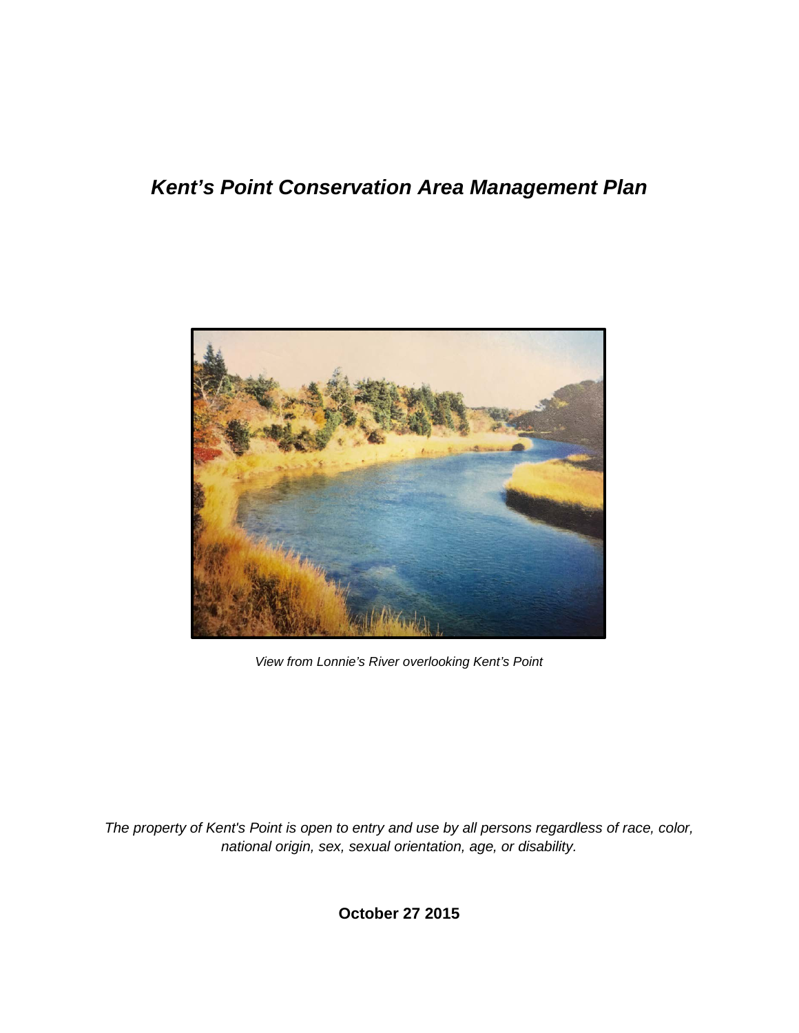# *Kent's Point Conservation Area Management Plan*

*View from Lonnie's River overlooking Kent's Point*

*The property of Kent's Point is open to entry and use by all persons regardless of race, color, national origin, sex, sexual orientation, age, or disability.*

**October 27 2015**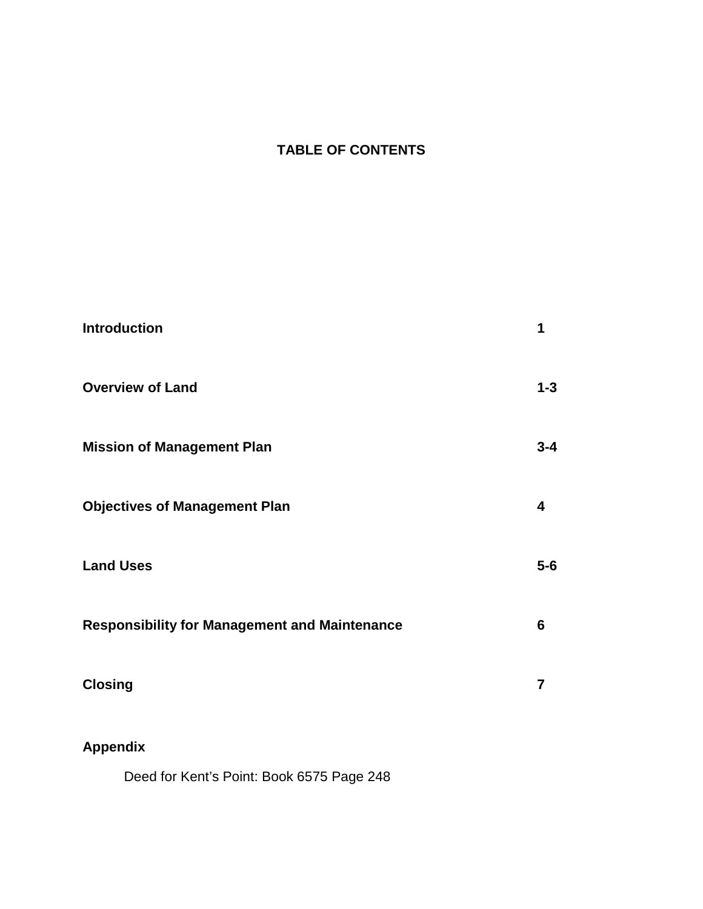# TABLE OF CONTENTS

| | |
|---|---|
| **Introduction** | **1** |
| **Overview of Land** | **1-3** |
| **Mission of Management Plan** | **3-4** |
| **Objectives of Management Plan** | **4** |
| **Land Uses** | **5-6** |
| **Responsibility for Management and Maintenance** | **6** |
| **Closing** | **7** |

**Appendix**

Deed for Kent's Point: Book 6575 Page 248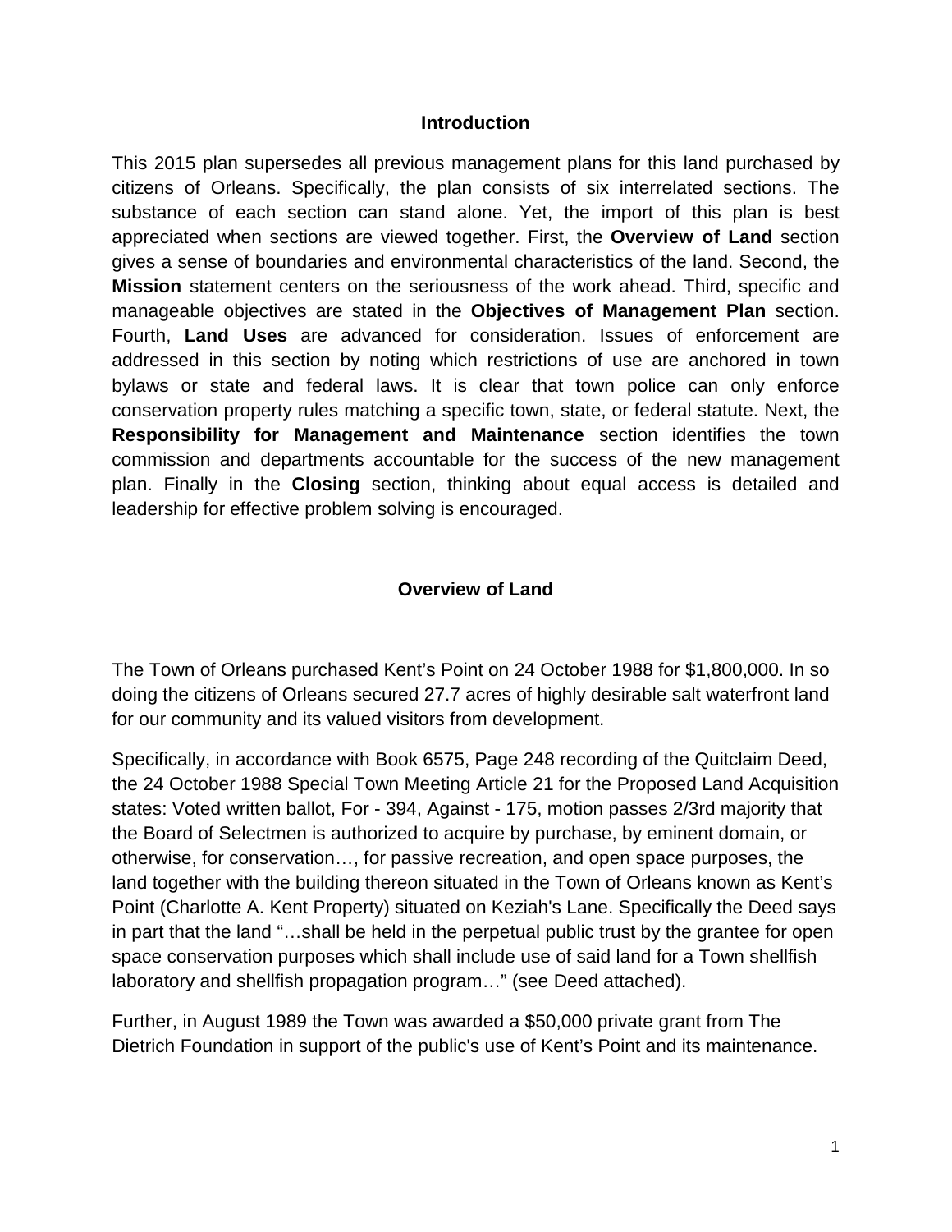## Introduction

This 2015 plan supersedes all previous management plans for this land purchased by citizens of Orleans. Specifically, the plan consists of six interrelated sections. The substance of each section can stand alone. Yet, the import of this plan is best appreciated when sections are viewed together. First, the **Overview of Land** section gives a sense of boundaries and environmental characteristics of the land. Second, the **Mission** statement centers on the seriousness of the work ahead. Third, specific and manageable objectives are stated in the **Objectives of Management Plan** section. Fourth, **Land Uses** are advanced for consideration. Issues of enforcement are addressed in this section by noting which restrictions of use are anchored in town bylaws or state and federal laws. It is clear that town police can only enforce conservation property rules matching a specific town, state, or federal statute. Next, the **Responsibility for Management and Maintenance** section identifies the town commission and departments accountable for the success of the new management plan. Finally in the **Closing** section, thinking about equal access is detailed and leadership for effective problem solving is encouraged.

## Overview of Land

The Town of Orleans purchased Kent's Point on 24 October 1988 for $1,800,000. In so doing the citizens of Orleans secured 27.7 acres of highly desirable salt waterfront land for our community and its valued visitors from development.

Specifically, in accordance with Book 6575, Page 248 recording of the Quitclaim Deed, the 24 October 1988 Special Town Meeting Article 21 for the Proposed Land Acquisition states: Voted written ballot, For - 394, Against - 175, motion passes 2/3rd majority that the Board of Selectmen is authorized to acquire by purchase, by eminent domain, or otherwise, for conservation…, for passive recreation, and open space purposes, the land together with the building thereon situated in the Town of Orleans known as Kent's Point (Charlotte A. Kent Property) situated on Keziah's Lane. Specifically the Deed says in part that the land "…shall be held in the perpetual public trust by the grantee for open space conservation purposes which shall include use of said land for a Town shellfish laboratory and shellfish propagation program…" (see Deed attached).

Further, in August 1989 the Town was awarded a $50,000 private grant from The Dietrich Foundation in support of the public's use of Kent's Point and its maintenance.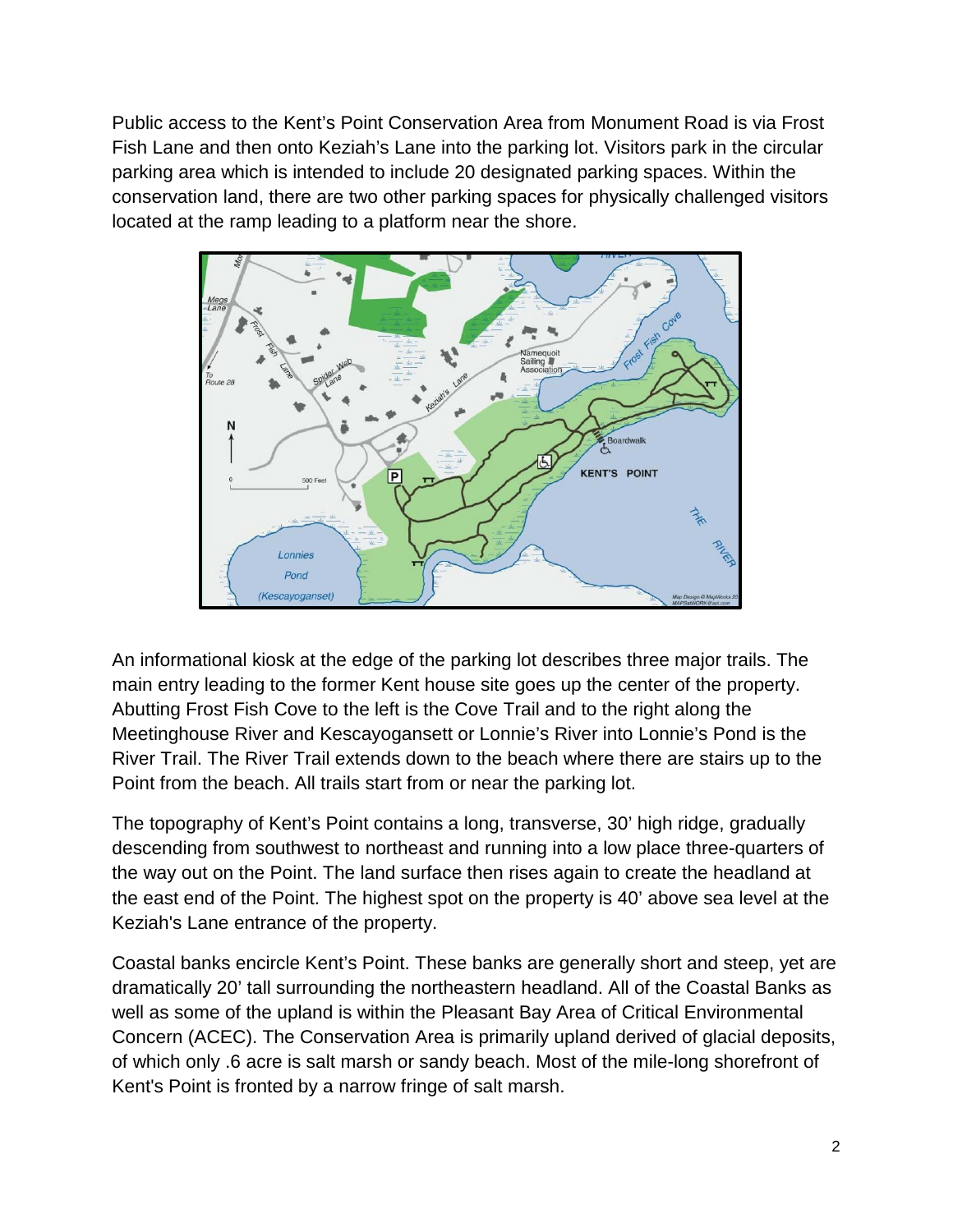Public access to the Kent's Point Conservation Area from Monument Road is via Frost Fish Lane and then onto Keziah's Lane into the parking lot. Visitors park in the circular parking area which is intended to include 20 designated parking spaces. Within the conservation land, there are two other parking spaces for physically challenged visitors located at the ramp leading to a platform near the shore.

An informational kiosk at the edge of the parking lot describes three major trails. The main entry leading to the former Kent house site goes up the center of the property. Abutting Frost Fish Cove to the left is the Cove Trail and to the right along the Meetinghouse River and Kescayogansett or Lonnie's River into Lonnie's Pond is the River Trail. The River Trail extends down to the beach where there are stairs up to the Point from the beach. All trails start from or near the parking lot.

The topography of Kent's Point contains a long, transverse, 30' high ridge, gradually descending from southwest to northeast and running into a low place three-quarters of the way out on the Point. The land surface then rises again to create the headland at the east end of the Point. The highest spot on the property is 40' above sea level at the Keziah's Lane entrance of the property.

Coastal banks encircle Kent's Point. These banks are generally short and steep, yet are dramatically 20' tall surrounding the northeastern headland. All of the Coastal Banks as well as some of the upland is within the Pleasant Bay Area of Critical Environmental Concern (ACEC). The Conservation Area is primarily upland derived of glacial deposits, of which only .6 acre is salt marsh or sandy beach. Most of the mile-long shorefront of Kent's Point is fronted by a narrow fringe of salt marsh.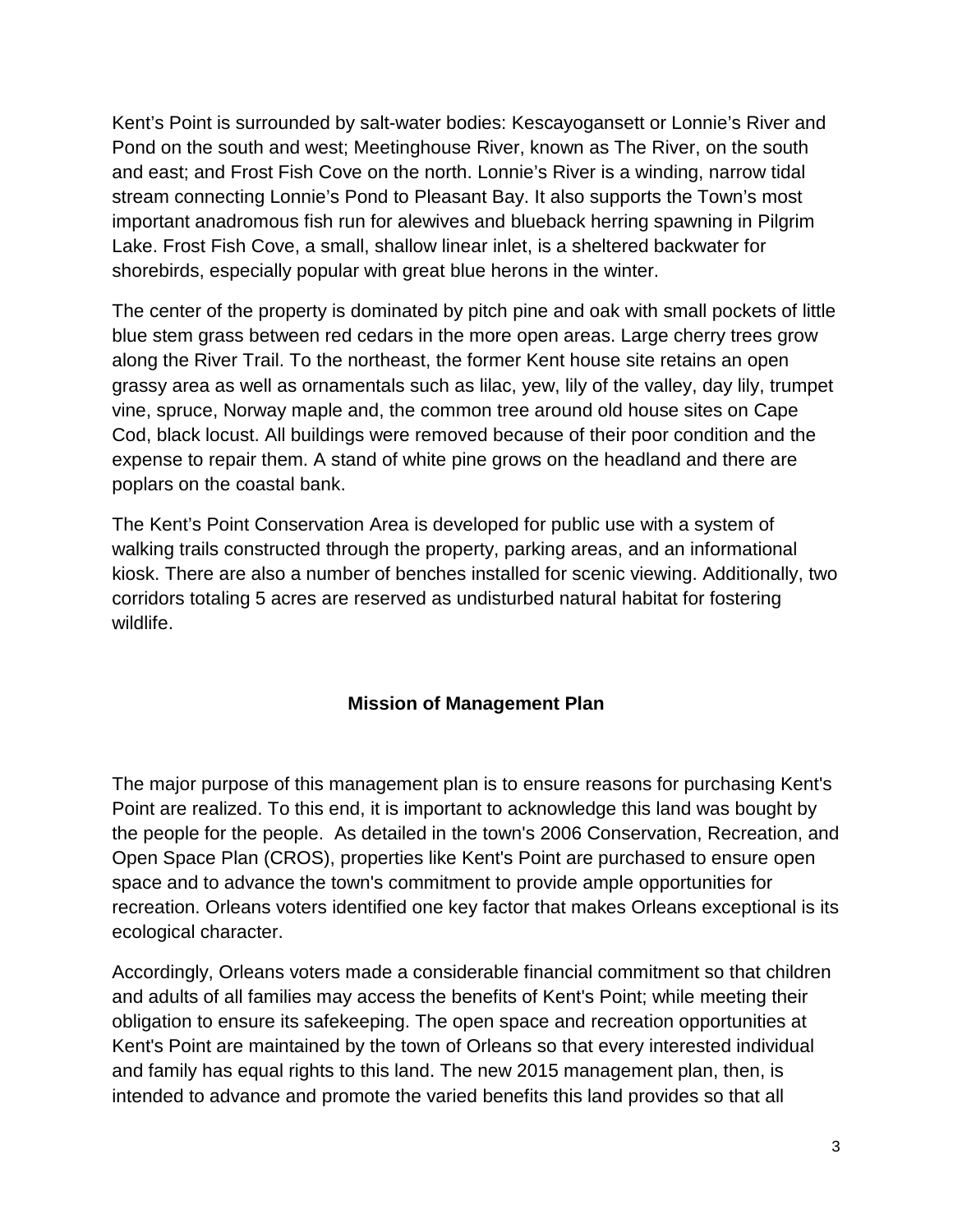Kent's Point is surrounded by salt-water bodies: Kescayogansett or Lonnie's River and Pond on the south and west; Meetinghouse River, known as The River, on the south and east; and Frost Fish Cove on the north. Lonnie's River is a winding, narrow tidal stream connecting Lonnie's Pond to Pleasant Bay. It also supports the Town's most important anadromous fish run for alewives and blueback herring spawning in Pilgrim Lake. Frost Fish Cove, a small, shallow linear inlet, is a sheltered backwater for shorebirds, especially popular with great blue herons in the winter.

The center of the property is dominated by pitch pine and oak with small pockets of little blue stem grass between red cedars in the more open areas. Large cherry trees grow along the River Trail. To the northeast, the former Kent house site retains an open grassy area as well as ornamentals such as lilac, yew, lily of the valley, day lily, trumpet vine, spruce, Norway maple and, the common tree around old house sites on Cape Cod, black locust. All buildings were removed because of their poor condition and the expense to repair them. A stand of white pine grows on the headland and there are poplars on the coastal bank.

The Kent's Point Conservation Area is developed for public use with a system of walking trails constructed through the property, parking areas, and an informational kiosk. There are also a number of benches installed for scenic viewing. Additionally, two corridors totaling 5 acres are reserved as undisturbed natural habitat for fostering wildlife.

## Mission of Management Plan

The major purpose of this management plan is to ensure reasons for purchasing Kent's Point are realized. To this end, it is important to acknowledge this land was bought by the people for the people. As detailed in the town's 2006 Conservation, Recreation, and Open Space Plan (CROS), properties like Kent's Point are purchased to ensure open space and to advance the town's commitment to provide ample opportunities for recreation. Orleans voters identified one key factor that makes Orleans exceptional is its ecological character.

Accordingly, Orleans voters made a considerable financial commitment so that children and adults of all families may access the benefits of Kent's Point; while meeting their obligation to ensure its safekeeping. The open space and recreation opportunities at Kent's Point are maintained by the town of Orleans so that every interested individual and family has equal rights to this land. The new 2015 management plan, then, is intended to advance and promote the varied benefits this land provides so that all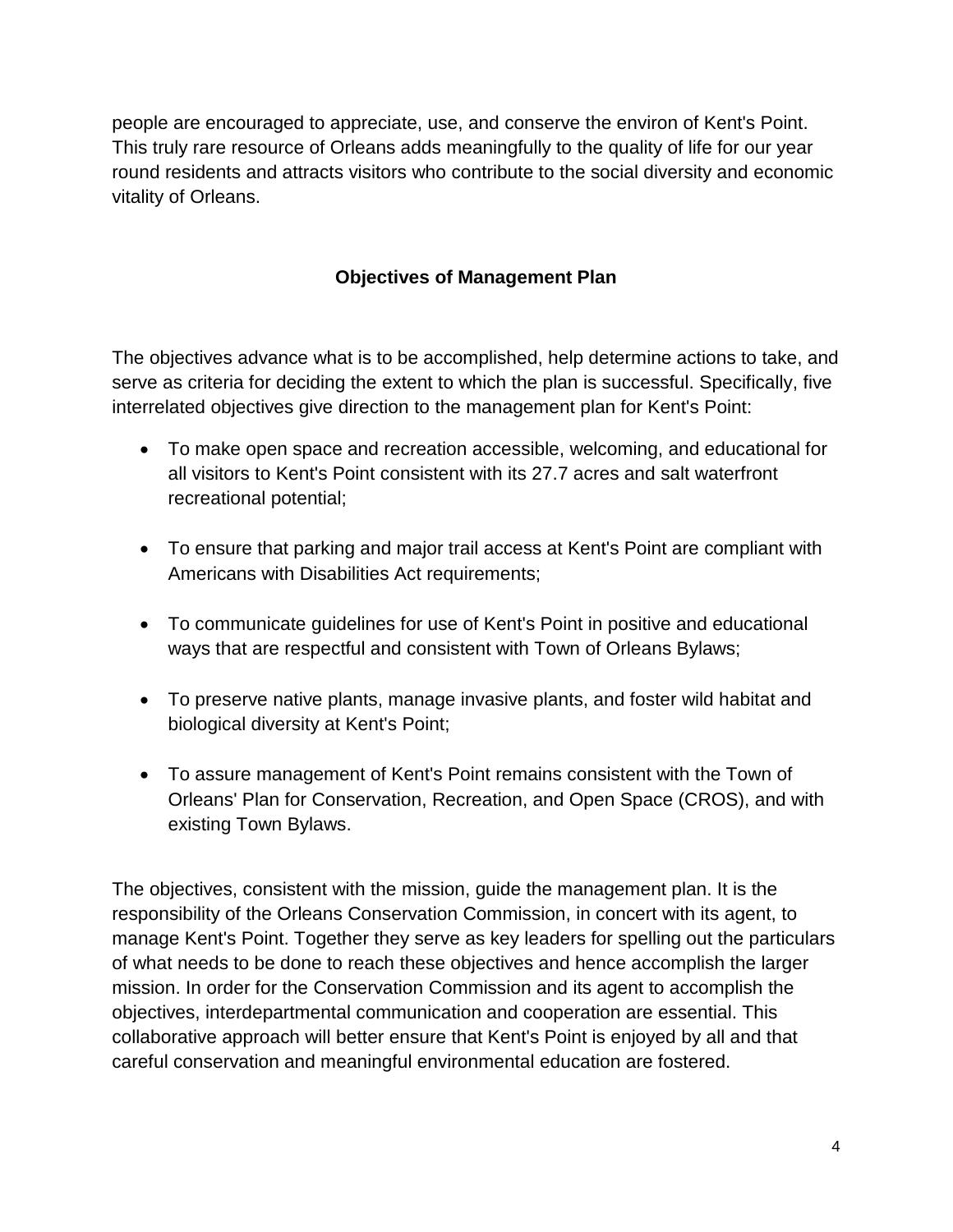people are encouraged to appreciate, use, and conserve the environ of Kent's Point. This truly rare resource of Orleans adds meaningfully to the quality of life for our year round residents and attracts visitors who contribute to the social diversity and economic vitality of Orleans.

## Objectives of Management Plan

The objectives advance what is to be accomplished, help determine actions to take, and serve as criteria for deciding the extent to which the plan is successful. Specifically, five interrelated objectives give direction to the management plan for Kent's Point:

- To make open space and recreation accessible, welcoming, and educational for all visitors to Kent's Point consistent with its 27.7 acres and salt waterfront recreational potential;
- To ensure that parking and major trail access at Kent's Point are compliant with Americans with Disabilities Act requirements;
- To communicate guidelines for use of Kent's Point in positive and educational ways that are respectful and consistent with Town of Orleans Bylaws;
- To preserve native plants, manage invasive plants, and foster wild habitat and biological diversity at Kent's Point;
- To assure management of Kent's Point remains consistent with the Town of Orleans' Plan for Conservation, Recreation, and Open Space (CROS), and with existing Town Bylaws.

The objectives, consistent with the mission, guide the management plan. It is the responsibility of the Orleans Conservation Commission, in concert with its agent, to manage Kent's Point. Together they serve as key leaders for spelling out the particulars of what needs to be done to reach these objectives and hence accomplish the larger mission. In order for the Conservation Commission and its agent to accomplish the objectives, interdepartmental communication and cooperation are essential. This collaborative approach will better ensure that Kent's Point is enjoyed by all and that careful conservation and meaningful environmental education are fostered.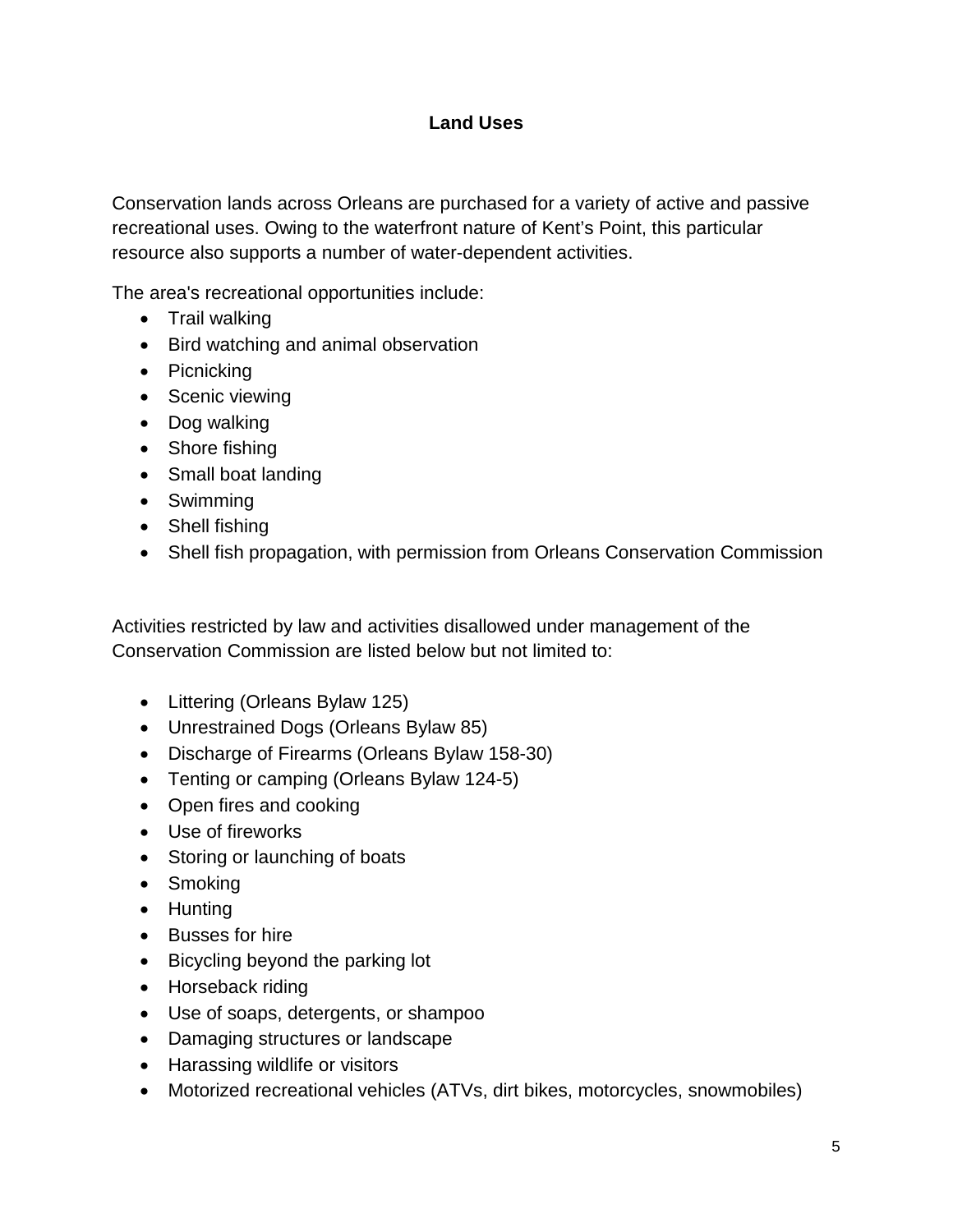## Land Uses

Conservation lands across Orleans are purchased for a variety of active and passive recreational uses. Owing to the waterfront nature of Kent's Point, this particular resource also supports a number of water-dependent activities.

The area's recreational opportunities include:

- Trail walking
- Bird watching and animal observation
- Picnicking
- Scenic viewing
- Dog walking
- Shore fishing
- Small boat landing
- Swimming
- Shell fishing
- Shell fish propagation, with permission from Orleans Conservation Commission

Activities restricted by law and activities disallowed under management of the Conservation Commission are listed below but not limited to:

- Littering (Orleans Bylaw 125)
- Unrestrained Dogs (Orleans Bylaw 85)
- Discharge of Firearms (Orleans Bylaw 158-30)
- Tenting or camping (Orleans Bylaw 124-5)
- Open fires and cooking
- Use of fireworks
- Storing or launching of boats
- Smoking
- Hunting
- Busses for hire
- Bicycling beyond the parking lot
- Horseback riding
- Use of soaps, detergents, or shampoo
- Damaging structures or landscape
- Harassing wildlife or visitors
- Motorized recreational vehicles (ATVs, dirt bikes, motorcycles, snowmobiles)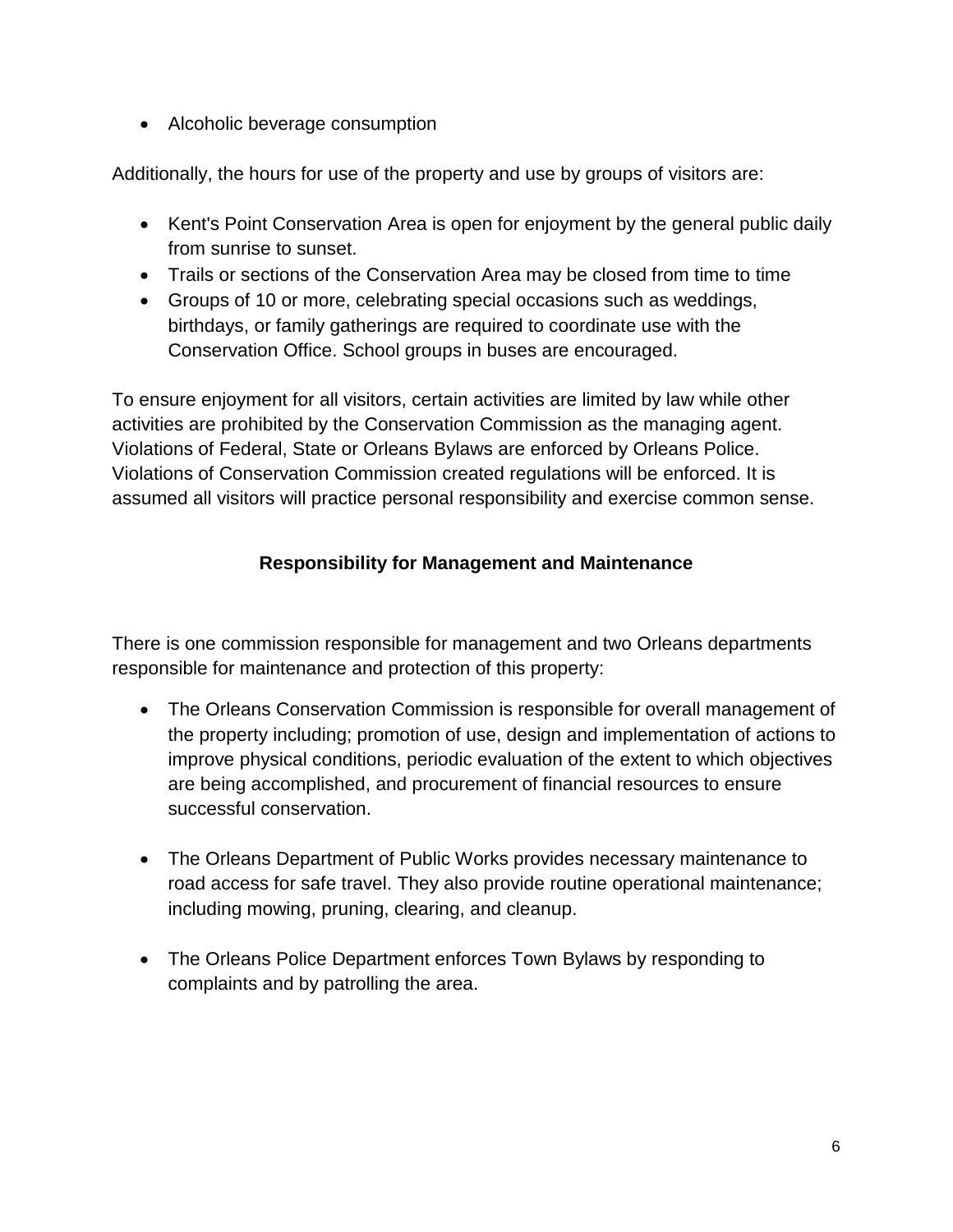- Alcoholic beverage consumption

Additionally, the hours for use of the property and use by groups of visitors are:

- Kent's Point Conservation Area is open for enjoyment by the general public daily from sunrise to sunset.
- Trails or sections of the Conservation Area may be closed from time to time
- Groups of 10 or more, celebrating special occasions such as weddings, birthdays, or family gatherings are required to coordinate use with the Conservation Office. School groups in buses are encouraged.

To ensure enjoyment for all visitors, certain activities are limited by law while other activities are prohibited by the Conservation Commission as the managing agent. Violations of Federal, State or Orleans Bylaws are enforced by Orleans Police. Violations of Conservation Commission created regulations will be enforced. It is assumed all visitors will practice personal responsibility and exercise common sense.

## Responsibility for Management and Maintenance

There is one commission responsible for management and two Orleans departments responsible for maintenance and protection of this property:

- The Orleans Conservation Commission is responsible for overall management of the property including; promotion of use, design and implementation of actions to improve physical conditions, periodic evaluation of the extent to which objectives are being accomplished, and procurement of financial resources to ensure successful conservation.

- The Orleans Department of Public Works provides necessary maintenance to road access for safe travel. They also provide routine operational maintenance; including mowing, pruning, clearing, and cleanup.

- The Orleans Police Department enforces Town Bylaws by responding to complaints and by patrolling the area.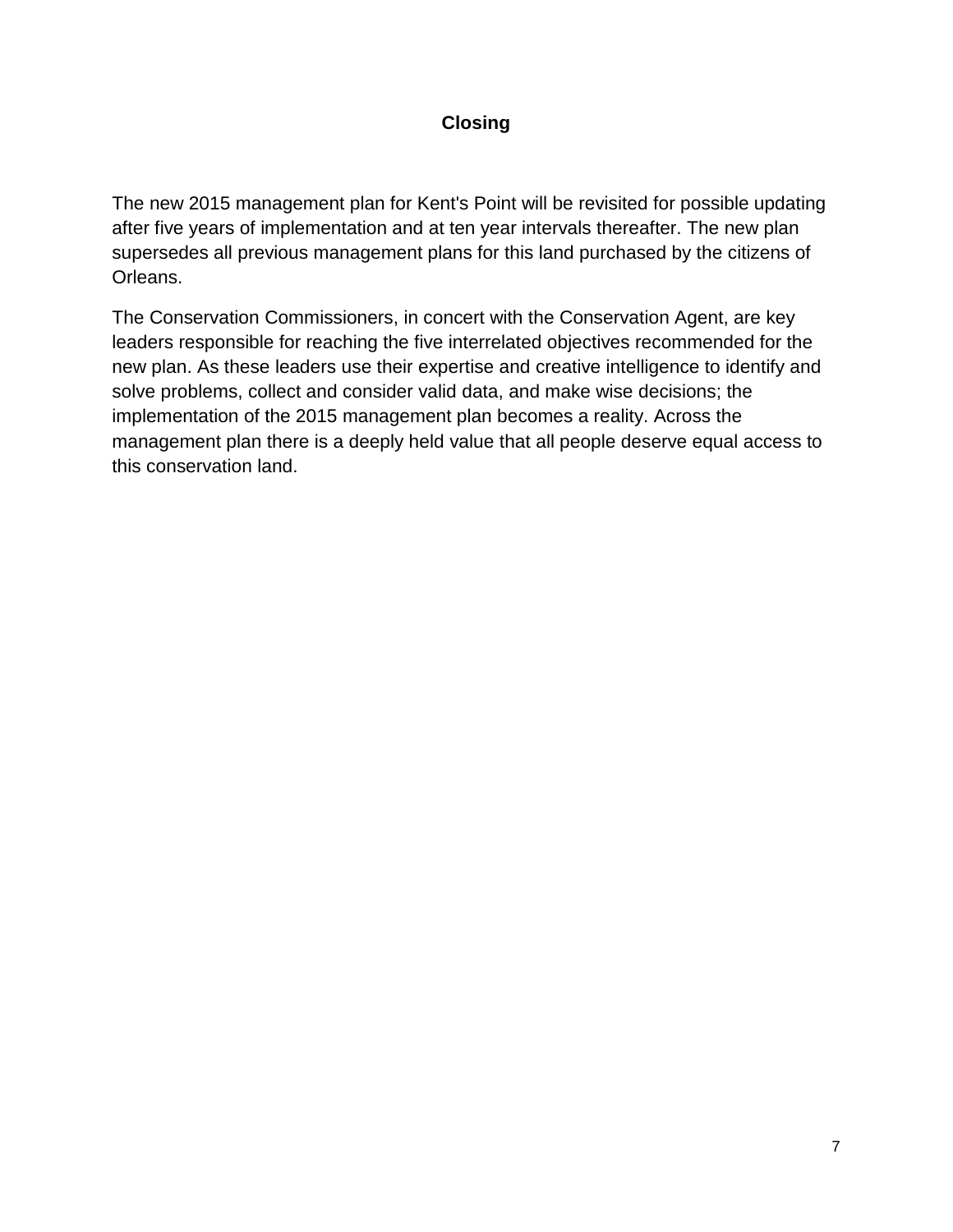## Closing

The new 2015 management plan for Kent's Point will be revisited for possible updating after five years of implementation and at ten year intervals thereafter. The new plan supersedes all previous management plans for this land purchased by the citizens of Orleans.

The Conservation Commissioners, in concert with the Conservation Agent, are key leaders responsible for reaching the five interrelated objectives recommended for the new plan. As these leaders use their expertise and creative intelligence to identify and solve problems, collect and consider valid data, and make wise decisions; the implementation of the 2015 management plan becomes a reality. Across the management plan there is a deeply held value that all people deserve equal access to this conservation land.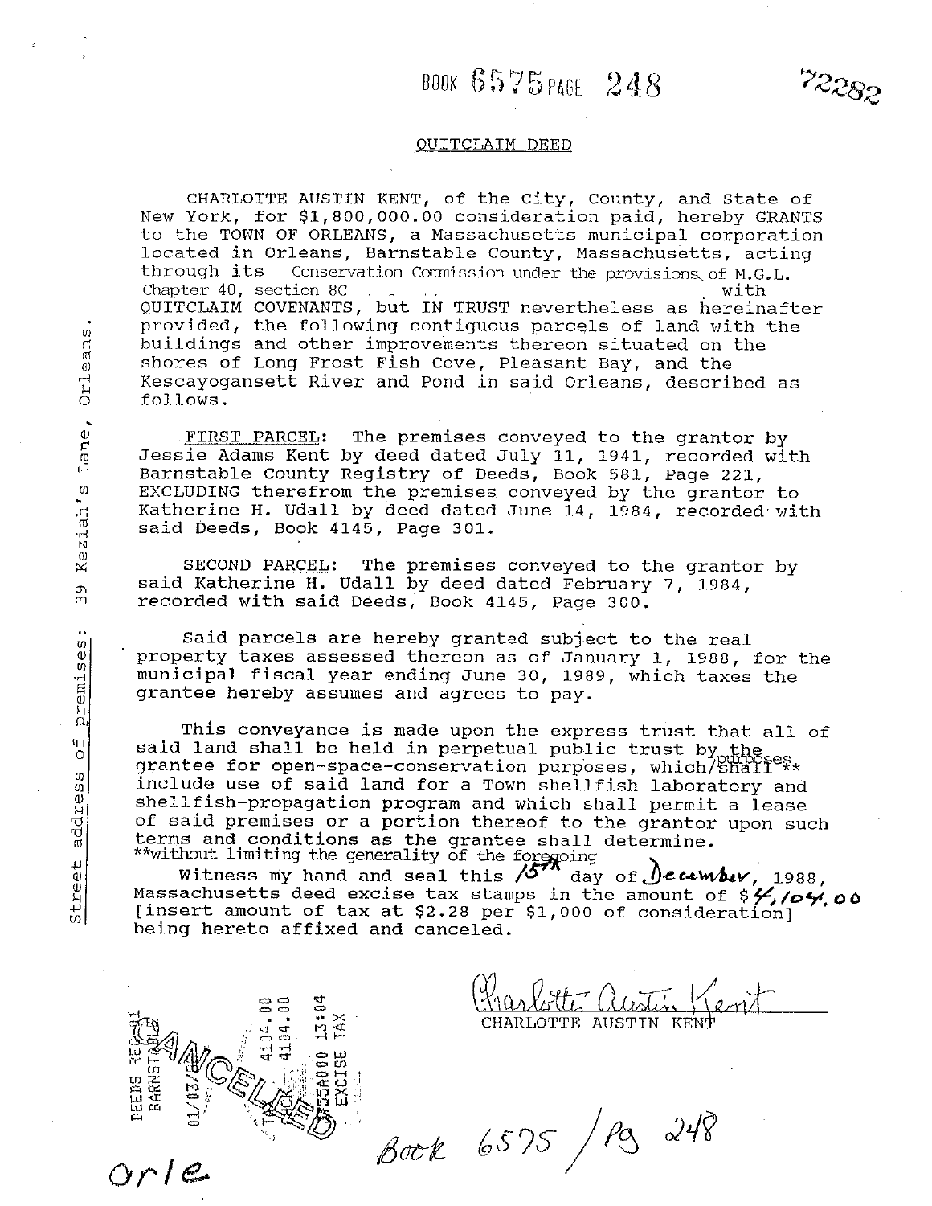BOOK 6575 PAGE 248

72282

## QUITCLAIM DEED

CHARLOTTE AUSTIN KENT, of the City, County, and State of New York, for $1,800,000.00 consideration paid, hereby GRANTS to the TOWN OF ORLEANS, a Massachusetts municipal corporation located in Orleans, Barnstable County, Massachusetts, acting through its Conservation Commission under the provisions of M.G.L. Chapter 40, section 8C with QUITCLAIM COVENANTS, but IN TRUST nevertheless as hereinafter provided, the following contiguous parcels of land with the buildings and other improvements thereon situated on the shores of Long Frost Fish Cove, Pleasant Bay, and the Kescayogansett River and Pond in said Orleans, described as follows.

Street address of premises: 39 Keziah's Lane, Orleans.

FIRST PARCEL: The premises conveyed to the grantor by Jessie Adams Kent by deed dated July 11, 1941, recorded with Barnstable County Registry of Deeds, Book 581, Page 221, EXCLUDING therefrom the premises conveyed by the grantor to Katherine H. Udall by deed dated June 14, 1984, recorded with said Deeds, Book 4145, Page 301.

SECOND PARCEL: The premises conveyed to the grantor by said Katherine H. Udall by deed dated February 7, 1984, recorded with said Deeds, Book 4145, Page 300.

Said parcels are hereby granted subject to the real property taxes assessed thereon as of January 1, 1988, for the municipal fiscal year ending June 30, 1989, which taxes the grantee hereby assumes and agrees to pay.

This conveyance is made upon the express trust that all of said land shall be held in perpetual public trust by the grantee for open-space-conservation purposes, which ~~shall~~ purposes ** include use of said land for a Town shellfish laboratory and shellfish-propagation program and which shall permit a lease of said premises or a portion thereof to the grantor upon such terms and conditions as the grantee shall determine.
**without limiting the generality of the foregoing

Witness my hand and seal this 15th day of December, 1988, Massachusetts deed excise tax stamps in the amount of $4,104.00 [insert amount of tax at $2.28 per $1,000 of consideration] being hereto affixed and canceled.

DEEDS REG 01 BARNSTABLE 01/03/89 4104.00 4104.00 13:04 EXCISE TAX CANCELLED

Charlotte Austin Kent
CHARLOTTE AUSTIN KENT

Orle

Book 6575 / Pg 248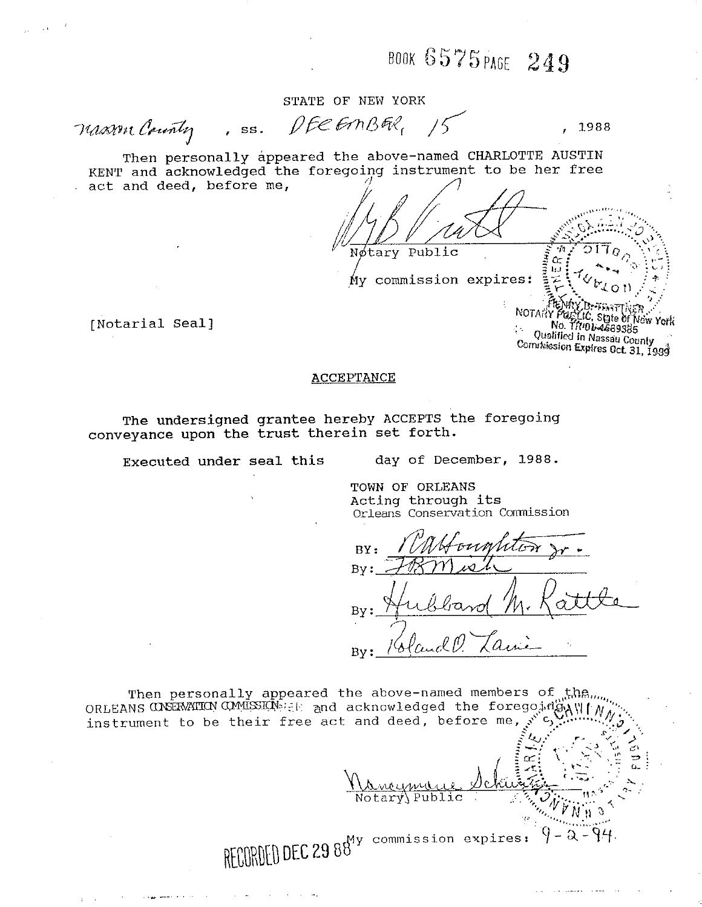BOOK 6575 PAGE 249

STATE OF NEW YORK

Nassau County , ss. December, 15 , 1988

Then personally appeared the above-named CHARLOTTE AUSTIN KENT and acknowledged the foregoing instrument to be her free act and deed, before me,

Notary Public

My commission expires:

[Notarial Seal]

HENRY B. TRATTNER
NOTARY PUBLIC, State of New York
No. TR01-4689385
Qualified in Nassau County
Commission Expires Oct. 31, 1989

## ACCEPTANCE

The undersigned grantee hereby ACCEPTS the foregoing conveyance upon the trust therein set forth.

Executed under seal this day of December, 1988.

TOWN OF ORLEANS
Acting through its
Orleans Conservation Commission

BY: R A Houghton Jr.
By: F B Mish
By: Hubbard M. Rattle
By: Roland O. Laine

Then personally appeared the above-named members of the ORLEANS CONSERVATION COMMISSION and acknowledged the foregoing instrument to be their free act and deed, before me,

Nancymarie Schwinn
Notary Public

My commission expires: 9-2-94

RECORDED DEC 29 88